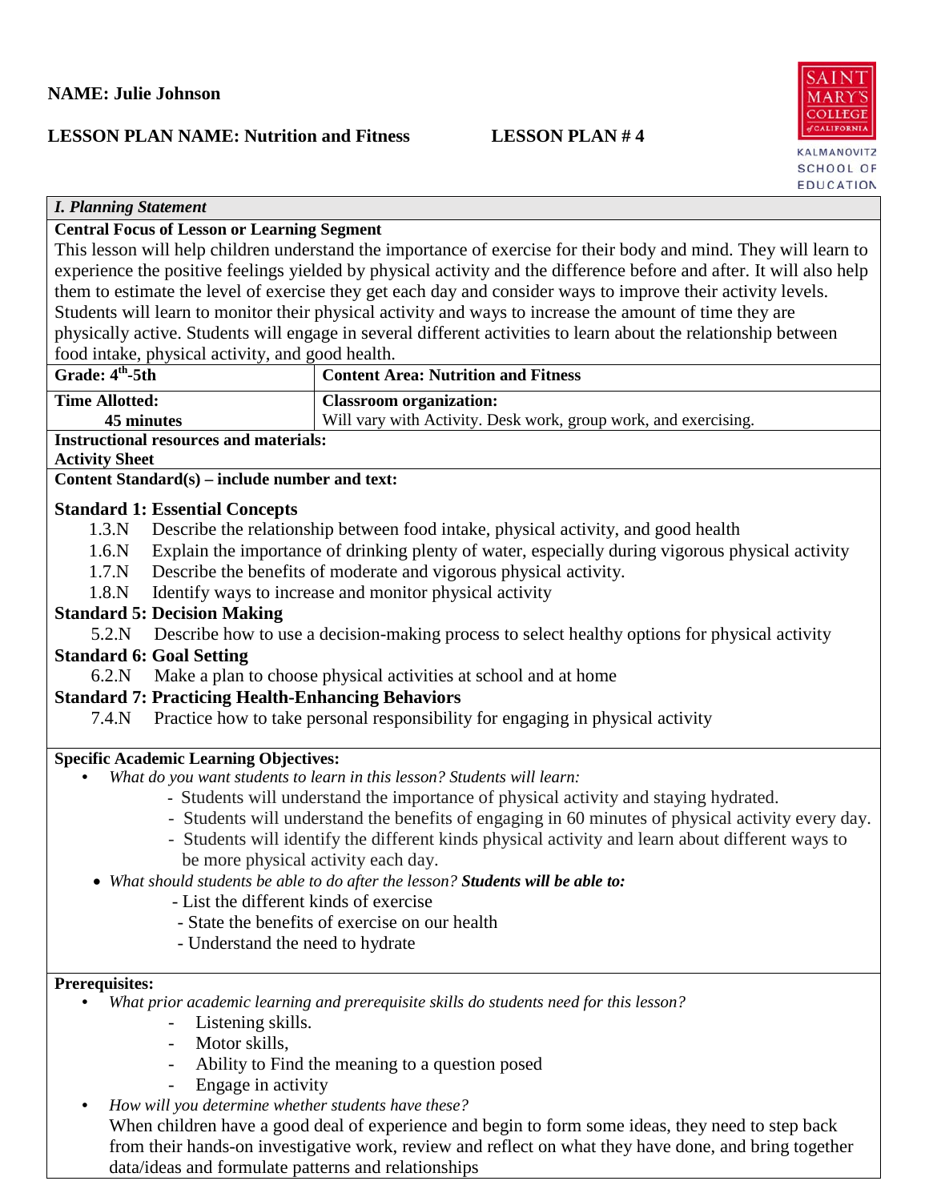**NAME: Julie Johnson**

**LESSON PLAN NAME: Nutrition and Fitness** **LESSON PLAN # 4**

## *I. Planning Statement*

**Central Focus of Lesson or Learning Segment**

This lesson will help children understand the importance of exercise for their body and mind. They will learn to experience the positive feelings yielded by physical activity and the difference before and after. It will also help them to estimate the level of exercise they get each day and consider ways to improve their activity levels. Students will learn to monitor their physical activity and ways to increase the amount of time they are physically active. Students will engage in several different activities to learn about the relationship between food intake, physical activity, and good health.

| **Grade: 4th-5th** | **Content Area: Nutrition and Fitness** |
|---|---|
| **Time Allotted:** **45 minutes** | **Classroom organization:** Will vary with Activity. Desk work, group work, and exercising. |

**Instructional resources and materials:**

**Activity Sheet**

**Content Standard(s) – include number and text:**

**Standard 1: Essential Concepts**

- 1.3.N Describe the relationship between food intake, physical activity, and good health
- 1.6.N Explain the importance of drinking plenty of water, especially during vigorous physical activity
- 1.7.N Describe the benefits of moderate and vigorous physical activity.
- 1.8.N Identify ways to increase and monitor physical activity

**Standard 5: Decision Making**

- 5.2.N Describe how to use a decision-making process to select healthy options for physical activity

**Standard 6: Goal Setting**

- 6.2.N Make a plan to choose physical activities at school and at home

**Standard 7: Practicing Health-Enhancing Behaviors**

- 7.4.N Practice how to take personal responsibility for engaging in physical activity

**Specific Academic Learning Objectives:**

- *What do you want students to learn in this lesson? Students will learn:*
  - Students will understand the importance of physical activity and staying hydrated.
  - Students will understand the benefits of engaging in 60 minutes of physical activity every day.
  - Students will identify the different kinds physical activity and learn about different ways to be more physical activity each day.
- *What should students be able to do after the lesson? **Students will be able to:***
  - List the different kinds of exercise
  - State the benefits of exercise on our health
  - Understand the need to hydrate

**Prerequisites:**

- *What prior academic learning and prerequisite skills do students need for this lesson?*
  - Listening skills.
  - Motor skills,
  - Ability to Find the meaning to a question posed
  - Engage in activity
- *How will you determine whether students have these?*
  When children have a good deal of experience and begin to form some ideas, they need to step back from their hands-on investigative work, review and reflect on what they have done, and bring together data/ideas and formulate patterns and relationships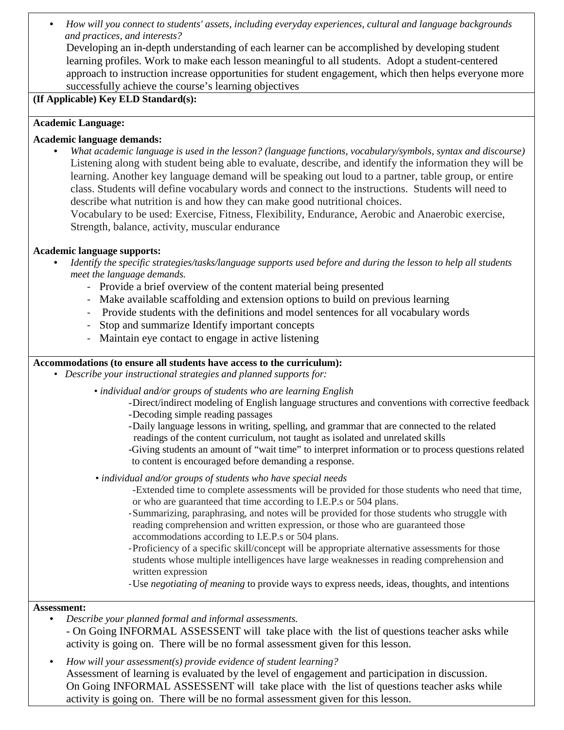- *How will you connect to students' assets, including everyday experiences, cultural and language backgrounds and practices, and interests?*

  Developing an in-depth understanding of each learner can be accomplished by developing student learning profiles. Work to make each lesson meaningful to all students. Adopt a student-centered approach to instruction increase opportunities for student engagement, which then helps everyone more successfully achieve the course's learning objectives

**(If Applicable) Key ELD Standard(s):**

**Academic Language:**

**Academic language demands:**

- *What academic language is used in the lesson? (language functions, vocabulary/symbols, syntax and discourse)*

  Listening along with student being able to evaluate, describe, and identify the information they will be learning. Another key language demand will be speaking out loud to a partner, table group, or entire class. Students will define vocabulary words and connect to the instructions. Students will need to describe what nutrition is and how they can make good nutritional choices.

  Vocabulary to be used: Exercise, Fitness, Flexibility, Endurance, Aerobic and Anaerobic exercise, Strength, balance, activity, muscular endurance

**Academic language supports:**

- *Identify the specific strategies/tasks/language supports used before and during the lesson to help all students meet the language demands.*
  - Provide a brief overview of the content material being presented
  - Make available scaffolding and extension options to build on previous learning
  - Provide students with the definitions and model sentences for all vocabulary words
  - Stop and summarize Identify important concepts
  - Maintain eye contact to engage in active listening

**Accommodations (to ensure all students have access to the curriculum):**

- *Describe your instructional strategies and planned supports for:*
  - *individual and/or groups of students who are learning English*
    - Direct/indirect modeling of English language structures and conventions with corrective feedback
    - Decoding simple reading passages
    - Daily language lessons in writing, spelling, and grammar that are connected to the related readings of the content curriculum, not taught as isolated and unrelated skills
    - Giving students an amount of "wait time" to interpret information or to process questions related to content is encouraged before demanding a response.
  - *individual and/or groups of students who have special needs*
    - Extended time to complete assessments will be provided for those students who need that time, or who are guaranteed that time according to I.E.P.s or 504 plans.
    - Summarizing, paraphrasing, and notes will be provided for those students who struggle with reading comprehension and written expression, or those who are guaranteed those accommodations according to I.E.P.s or 504 plans.
    - Proficiency of a specific skill/concept will be appropriate alternative assessments for those students whose multiple intelligences have large weaknesses in reading comprehension and written expression
    - Use *negotiating of meaning* to provide ways to express needs, ideas, thoughts, and intentions

**Assessment:**

- *Describe your planned formal and informal assessments.*

  - On Going INFORMAL ASSESSENT will take place with the list of questions teacher asks while activity is going on. There will be no formal assessment given for this lesson.

- *How will your assessment(s) provide evidence of student learning?*

  Assessment of learning is evaluated by the level of engagement and participation in discussion. On Going INFORMAL ASSESSENT will take place with the list of questions teacher asks while activity is going on. There will be no formal assessment given for this lesson.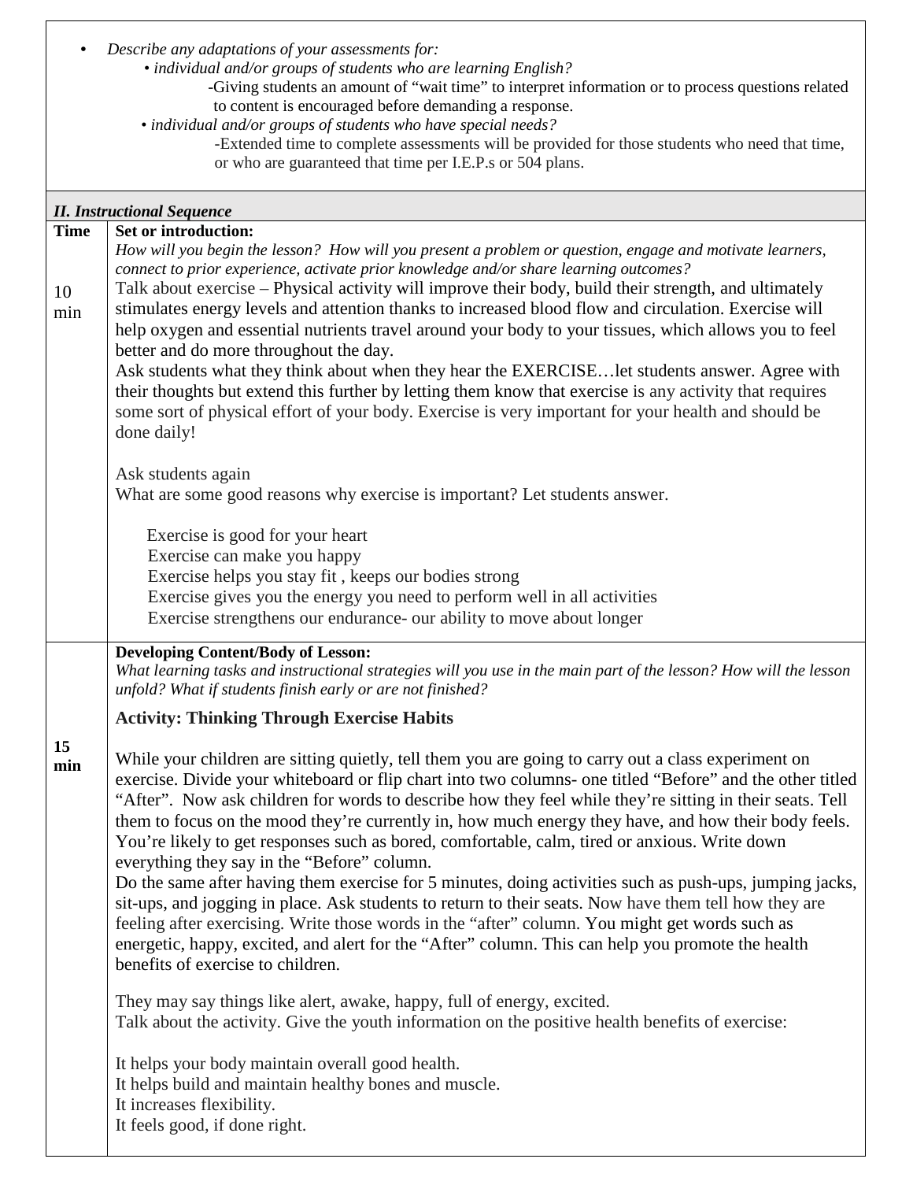- *Describe any adaptations of your assessments for:*
  - *individual and/or groups of students who are learning English?*
    - -Giving students an amount of "wait time" to interpret information or to process questions related to content is encouraged before demanding a response.
  - *individual and/or groups of students who have special needs?*
    - -Extended time to complete assessments will be provided for those students who need that time, or who are guaranteed that time per I.E.P.s or 504 plans.

***II. Instructional Sequence***

| Time | |
|---|---|
| 10 min | **Set or introduction:**<br>*How will you begin the lesson? How will you present a problem or question, engage and motivate learners, connect to prior experience, activate prior knowledge and/or share learning outcomes?*<br>Talk about exercise – Physical activity will improve their body, build their strength, and ultimately stimulates energy levels and attention thanks to increased blood flow and circulation. Exercise will help oxygen and essential nutrients travel around your body to your tissues, which allows you to feel better and do more throughout the day.<br>Ask students what they think about when they hear the EXERCISE…let students answer. Agree with their thoughts but extend this further by letting them know that exercise is any activity that requires some sort of physical effort of your body. Exercise is very important for your health and should be done daily!<br><br>Ask students again<br>What are some good reasons why exercise is important? Let students answer.<br><br>Exercise is good for your heart<br>Exercise can make you happy<br>Exercise helps you stay fit , keeps our bodies strong<br>Exercise gives you the energy you need to perform well in all activities<br>Exercise strengthens our endurance- our ability to move about longer |
| **15 min** | **Developing Content/Body of Lesson:**<br>*What learning tasks and instructional strategies will you use in the main part of the lesson? How will the lesson unfold? What if students finish early or are not finished?*<br><br>**Activity: Thinking Through Exercise Habits**<br><br>While your children are sitting quietly, tell them you are going to carry out a class experiment on exercise. Divide your whiteboard or flip chart into two columns- one titled "Before" and the other titled "After". Now ask children for words to describe how they feel while they're sitting in their seats. Tell them to focus on the mood they're currently in, how much energy they have, and how their body feels. You're likely to get responses such as bored, comfortable, calm, tired or anxious. Write down everything they say in the "Before" column.<br>Do the same after having them exercise for 5 minutes, doing activities such as push-ups, jumping jacks, sit-ups, and jogging in place. Ask students to return to their seats. Now have them tell how they are feeling after exercising. Write those words in the "after" column. You might get words such as energetic, happy, excited, and alert for the "After" column. This can help you promote the health benefits of exercise to children.<br><br>They may say things like alert, awake, happy, full of energy, excited.<br>Talk about the activity. Give the youth information on the positive health benefits of exercise:<br><br>It helps your body maintain overall good health.<br>It helps build and maintain healthy bones and muscle.<br>It increases flexibility.<br>It feels good, if done right. |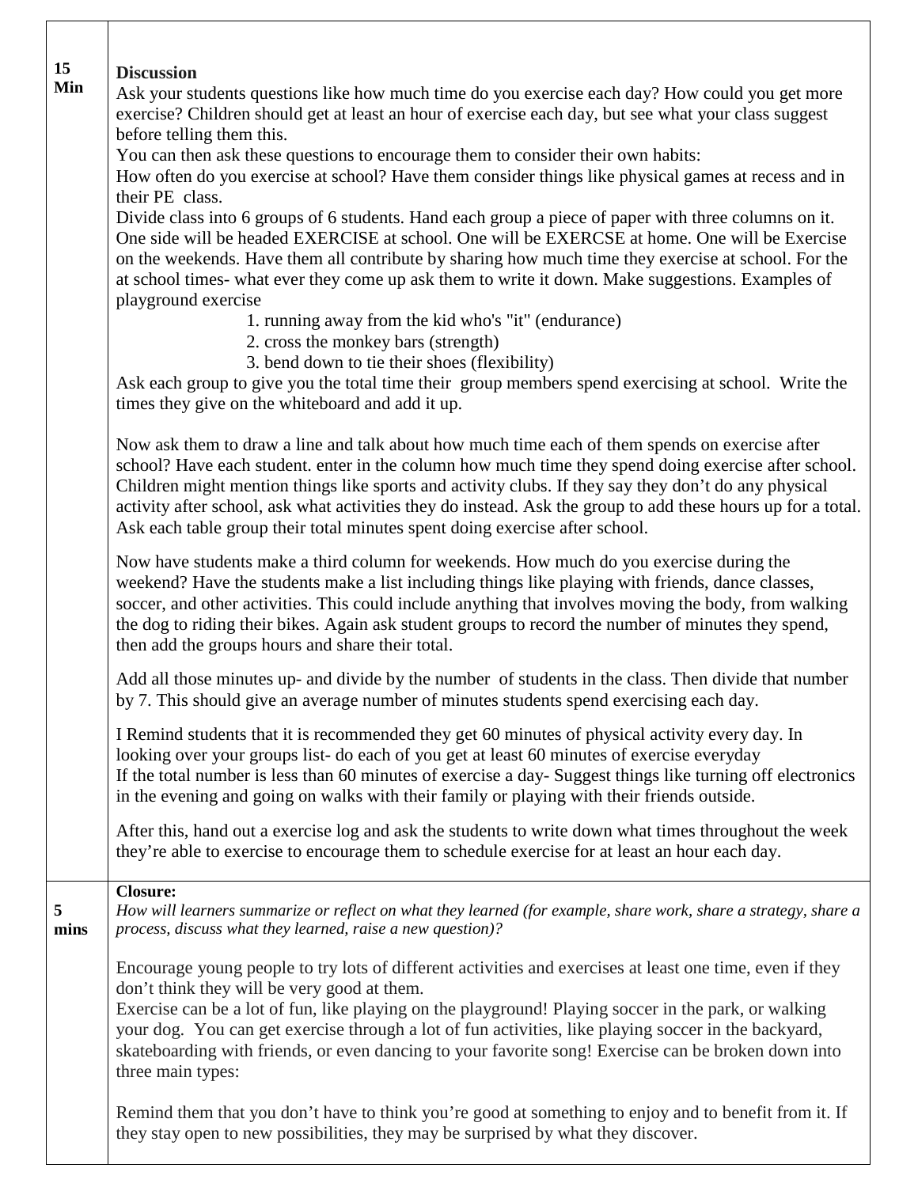| | |
|---|---|
| **15 Min** | **Discussion**<br>Ask your students questions like how much time do you exercise each day? How could you get more exercise? Children should get at least an hour of exercise each day, but see what your class suggest before telling them this.<br>You can then ask these questions to encourage them to consider their own habits:<br>How often do you exercise at school? Have them consider things like physical games at recess and in their PE class.<br>Divide class into 6 groups of 6 students. Hand each group a piece of paper with three columns on it. One side will be headed EXERCISE at school. One will be EXERCSE at home. One will be Exercise on the weekends. Have them all contribute by sharing how much time they exercise at school. For the at school times- what ever they come up ask them to write it down. Make suggestions. Examples of playground exercise<br>1. running away from the kid who's "it" (endurance)<br>2. cross the monkey bars (strength)<br>3. bend down to tie their shoes (flexibility)<br>Ask each group to give you the total time their group members spend exercising at school. Write the times they give on the whiteboard and add it up.<br><br>Now ask them to draw a line and talk about how much time each of them spends on exercise after school? Have each student. enter in the column how much time they spend doing exercise after school. Children might mention things like sports and activity clubs. If they say they don't do any physical activity after school, ask what activities they do instead. Ask the group to add these hours up for a total. Ask each table group their total minutes spent doing exercise after school.<br><br>Now have students make a third column for weekends. How much do you exercise during the weekend? Have the students make a list including things like playing with friends, dance classes, soccer, and other activities. This could include anything that involves moving the body, from walking the dog to riding their bikes. Again ask student groups to record the number of minutes they spend, then add the groups hours and share their total.<br><br>Add all those minutes up- and divide by the number of students in the class. Then divide that number by 7. This should give an average number of minutes students spend exercising each day.<br><br>I Remind students that it is recommended they get 60 minutes of physical activity every day. In looking over your groups list- do each of you get at least 60 minutes of exercise everyday<br>If the total number is less than 60 minutes of exercise a day- Suggest things like turning off electronics in the evening and going on walks with their family or playing with their friends outside.<br><br>After this, hand out a exercise log and ask the students to write down what times throughout the week they're able to exercise to encourage them to schedule exercise for at least an hour each day. |
| **5 mins** | **Closure:**<br>*How will learners summarize or reflect on what they learned (for example, share work, share a strategy, share a process, discuss what they learned, raise a new question)?*<br><br>Encourage young people to try lots of different activities and exercises at least one time, even if they don't think they will be very good at them.<br>Exercise can be a lot of fun, like playing on the playground! Playing soccer in the park, or walking your dog. You can get exercise through a lot of fun activities, like playing soccer in the backyard, skateboarding with friends, or even dancing to your favorite song! Exercise can be broken down into three main types:<br><br>Remind them that you don't have to think you're good at something to enjoy and to benefit from it. If they stay open to new possibilities, they may be surprised by what they discover. |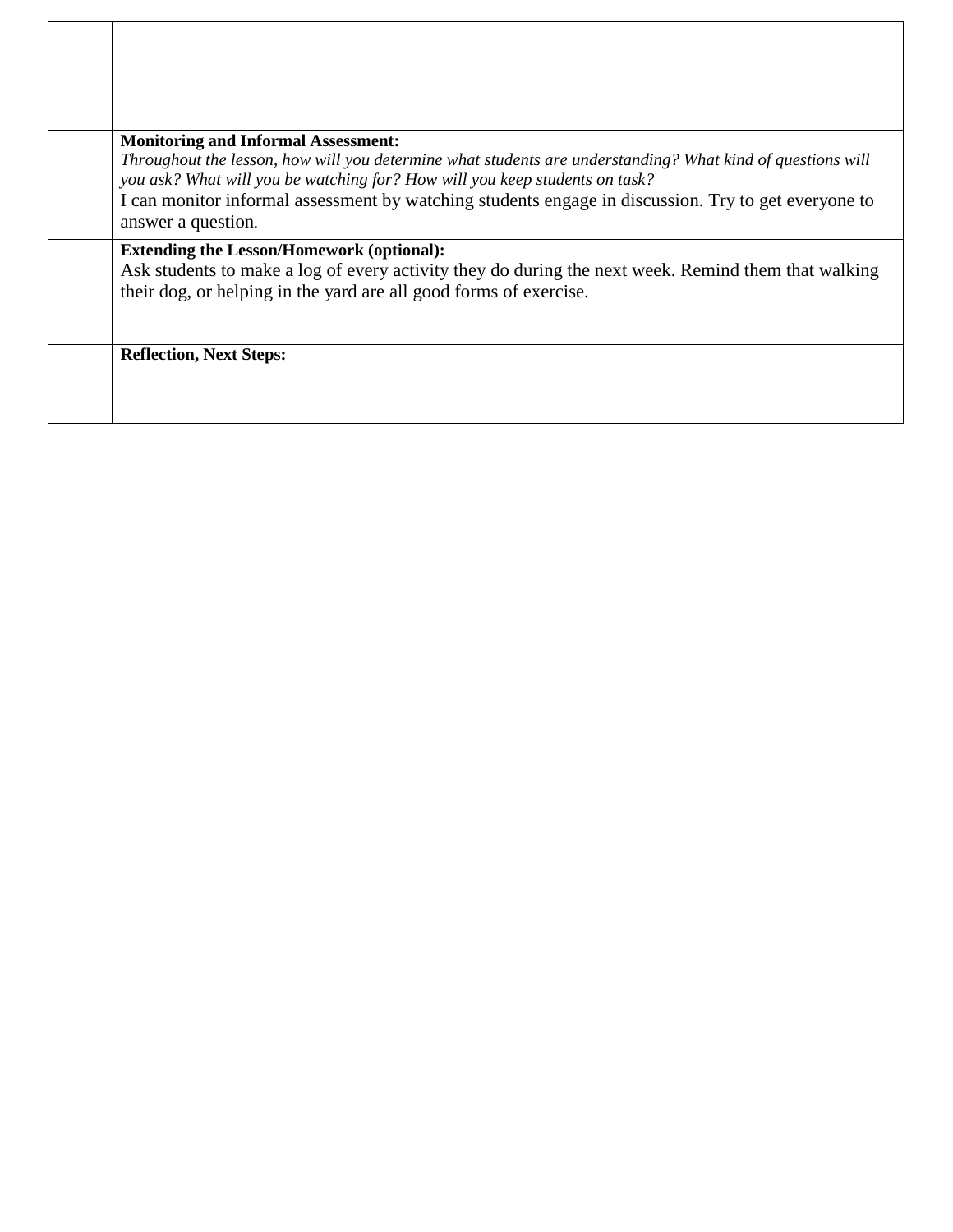| | |
|---|---|
| | |
| | **Monitoring and Informal Assessment:**<br>*Throughout the lesson, how will you determine what students are understanding? What kind of questions will you ask? What will you be watching for? How will you keep students on task?*<br>I can monitor informal assessment by watching students engage in discussion. Try to get everyone to answer a question. |
| | **Extending the Lesson/Homework (optional):**<br>Ask students to make a log of every activity they do during the next week. Remind them that walking their dog, or helping in the yard are all good forms of exercise. |
| | **Reflection, Next Steps:** |